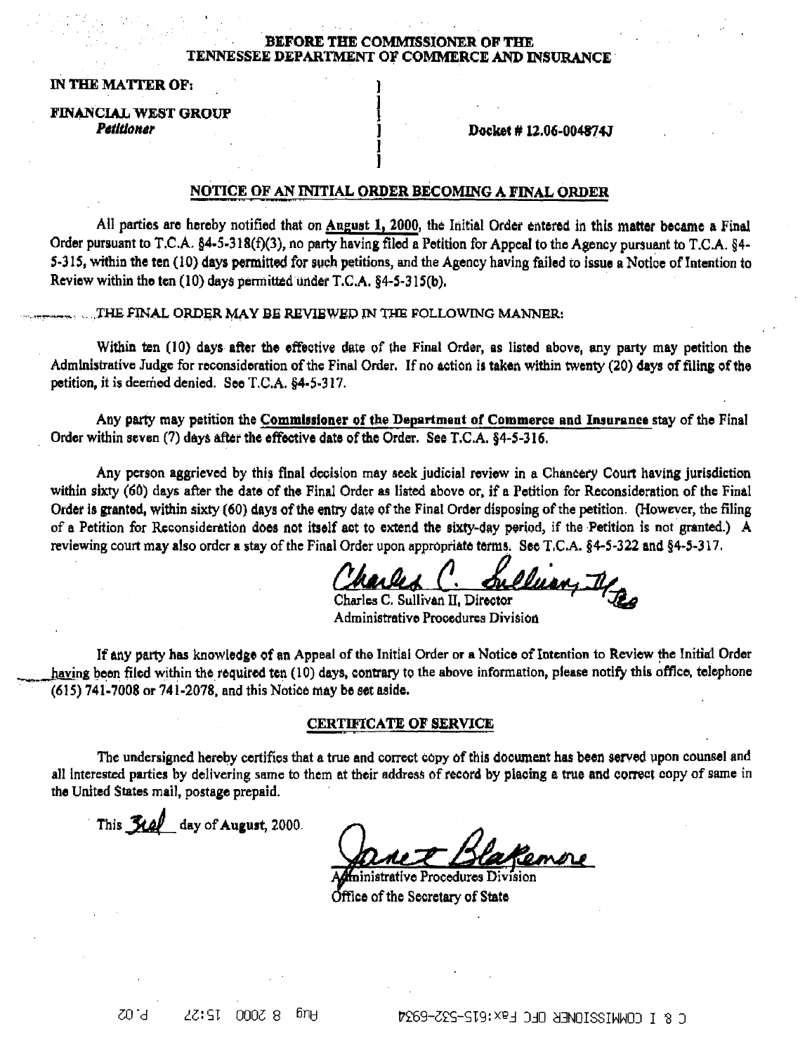**BEFORE THE COMMISSIONER OF THE TENNESSEE DEPARTMENT OF COMMERCE AND INSURANCE**

**IN THE MATTER OF:**

**FINANCIAL WEST GROUP**
***Petitioner***

**Docket # 12.06-004874J**

**NOTICE OF AN INITIAL ORDER BECOMING A FINAL ORDER**

All parties are hereby notified that on August 1, 2000, the Initial Order entered in this matter became a Final Order pursuant to T.C.A. §4-5-318(f)(3), no party having filed a Petition for Appeal to the Agency pursuant to T.C.A. §4-5-315, within the ten (10) days permitted for such petitions, and the Agency having failed to issue a Notice of Intention to Review within the ten (10) days permitted under T.C.A. §4-5-315(b).

THE FINAL ORDER MAY BE REVIEWED IN THE FOLLOWING MANNER:

Within ten (10) days after the effective date of the Final Order, as listed above, any party may petition the Administrative Judge for reconsideration of the Final Order. If no action is taken within twenty (20) days of filing of the petition, it is deemed denied. See T.C.A. §4-5-317.

Any party may petition the **Commissioner of the Department of Commerce and Insurance** stay of the Final Order within seven (7) days after the effective date of the Order. See T.C.A. §4-5-316.

Any person aggrieved by this final decision may seek judicial review in a Chancery Court having jurisdiction within sixty (60) days after the date of the Final Order as listed above or, if a Petition for Reconsideration of the Final Order is granted, within sixty (60) days of the entry date of the Final Order disposing of the petition. (However, the filing of a Petition for Reconsideration does not itself act to extend the sixty-day period, if the Petition is not granted.) A reviewing court may also order a stay of the Final Order upon appropriate terms. See T.C.A. §4-5-322 and §4-5-317.

Charles C. Sullivan II, Director
Administrative Procedures Division

If any party has knowledge of an Appeal of the Initial Order or a Notice of Intention to Review the Initial Order having been filed within the required ten (10) days, contrary to the above information, please notify this office, telephone (615) 741-7008 or 741-2078, and this Notice may be set aside.

**CERTIFICATE OF SERVICE**

The undersigned hereby certifies that a true and correct copy of this document has been served upon counsel and all interested parties by delivering same to them at their address of record by placing a true and correct copy of same in the United States mail, postage prepaid.

This 3rd day of **August**, 2000.

Administrative Procedures Division
Office of the Secretary of State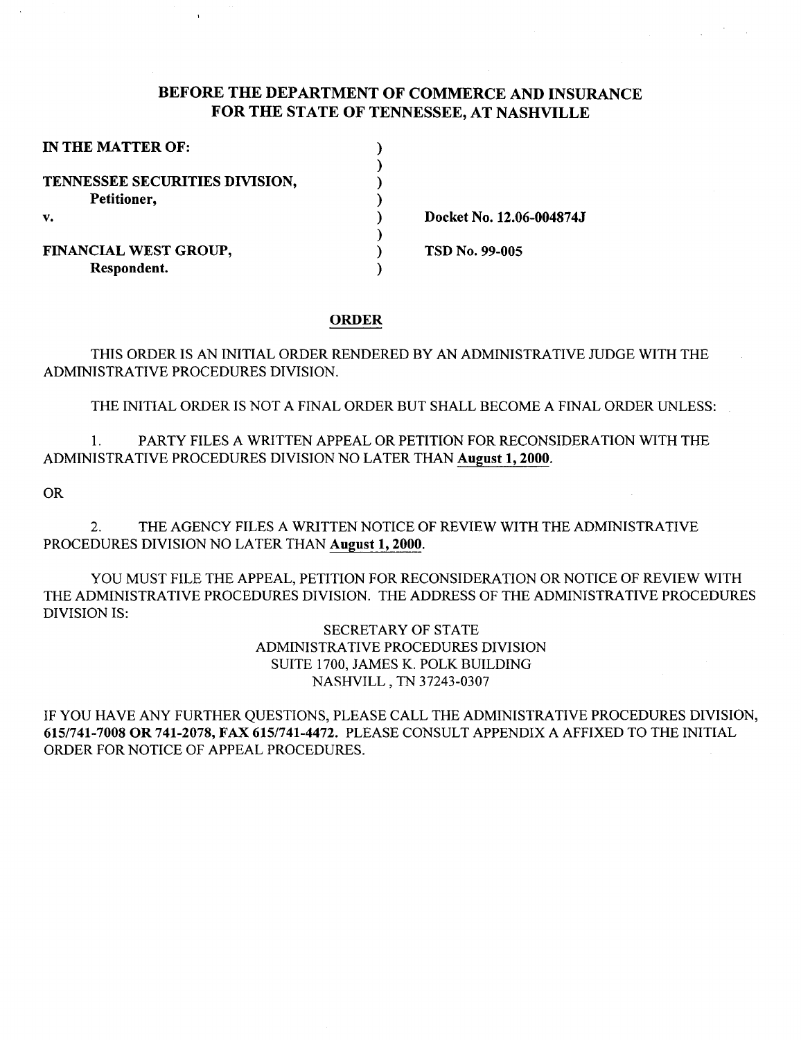## BEFORE THE DEPARTMENT OF COMMERCE AND INSURANCE FOR THE STATE OF TENNESSEE, AT NASHVILLE

| | |
|---|---|
| **IN THE MATTER OF:** | |
| **TENNESSEE SECURITIES DIVISION,** **Petitioner,** | |
| **v.** | **Docket No. 12.06-004874J** |
| **FINANCIAL WEST GROUP,** **Respondent.** | **TSD No. 99-005** |

### ORDER

THIS ORDER IS AN INITIAL ORDER RENDERED BY AN ADMINISTRATIVE JUDGE WITH THE ADMINISTRATIVE PROCEDURES DIVISION.

THE INITIAL ORDER IS NOT A FINAL ORDER BUT SHALL BECOME A FINAL ORDER UNLESS:

1. PARTY FILES A WRITTEN APPEAL OR PETITION FOR RECONSIDERATION WITH THE ADMINISTRATIVE PROCEDURES DIVISION NO LATER THAN **August 1, 2000**.

OR

2. THE AGENCY FILES A WRITTEN NOTICE OF REVIEW WITH THE ADMINISTRATIVE PROCEDURES DIVISION NO LATER THAN **August 1, 2000**.

YOU MUST FILE THE APPEAL, PETITION FOR RECONSIDERATION OR NOTICE OF REVIEW WITH THE ADMINISTRATIVE PROCEDURES DIVISION. THE ADDRESS OF THE ADMINISTRATIVE PROCEDURES DIVISION IS:

SECRETARY OF STATE
ADMINISTRATIVE PROCEDURES DIVISION
SUITE 1700, JAMES K. POLK BUILDING
NASHVILL , TN 37243-0307

IF YOU HAVE ANY FURTHER QUESTIONS, PLEASE CALL THE ADMINISTRATIVE PROCEDURES DIVISION, **615/741-7008 OR 741-2078, FAX 615/741-4472.** PLEASE CONSULT APPENDIX A AFFIXED TO THE INITIAL ORDER FOR NOTICE OF APPEAL PROCEDURES.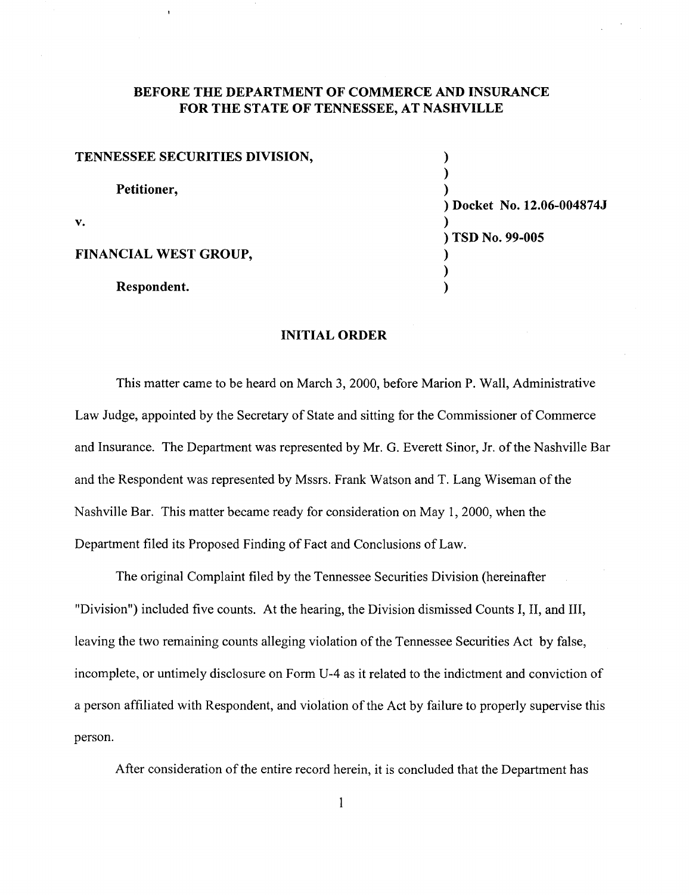**BEFORE THE DEPARTMENT OF COMMERCE AND INSURANCE**
**FOR THE STATE OF TENNESSEE, AT NASHVILLE**

| | |
|---|---|
| **TENNESSEE SECURITIES DIVISION,** | ) |
| | ) |
| **Petitioner,** | ) |
| | ) **Docket No. 12.06-004874J** |
| **v.** | ) |
| | ) **TSD No. 99-005** |
| **FINANCIAL WEST GROUP,** | ) |
| | ) |
| **Respondent.** | ) |

## INITIAL ORDER

This matter came to be heard on March 3, 2000, before Marion P. Wall, Administrative Law Judge, appointed by the Secretary of State and sitting for the Commissioner of Commerce and Insurance. The Department was represented by Mr. G. Everett Sinor, Jr. of the Nashville Bar and the Respondent was represented by Mssrs. Frank Watson and T. Lang Wiseman of the Nashville Bar. This matter became ready for consideration on May 1, 2000, when the Department filed its Proposed Finding of Fact and Conclusions of Law.

The original Complaint filed by the Tennessee Securities Division (hereinafter "Division") included five counts. At the hearing, the Division dismissed Counts I, II, and III, leaving the two remaining counts alleging violation of the Tennessee Securities Act by false, incomplete, or untimely disclosure on Form U-4 as it related to the indictment and conviction of a person affiliated with Respondent, and violation of the Act by failure to properly supervise this person.

After consideration of the entire record herein, it is concluded that the Department has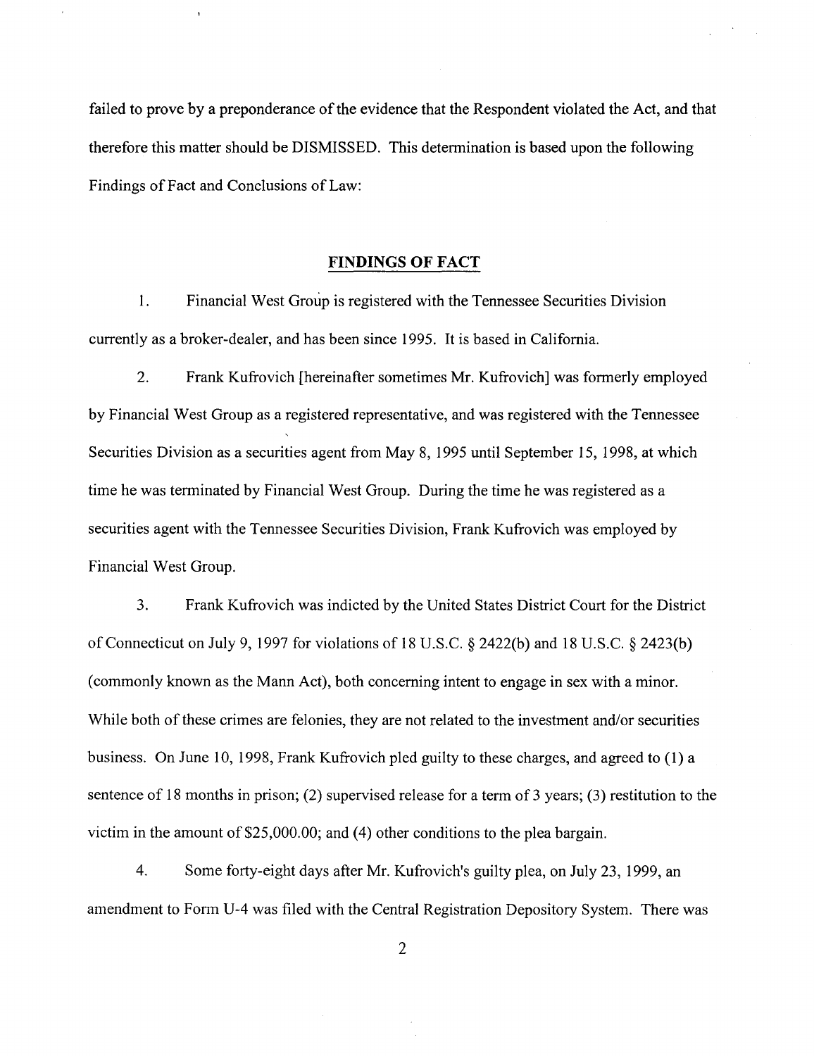failed to prove by a preponderance of the evidence that the Respondent violated the Act, and that therefore this matter should be DISMISSED. This determination is based upon the following Findings of Fact and Conclusions of Law:

## FINDINGS OF FACT

1. Financial West Group is registered with the Tennessee Securities Division currently as a broker-dealer, and has been since 1995. It is based in California.

2. Frank Kufrovich [hereinafter sometimes Mr. Kufrovich] was formerly employed by Financial West Group as a registered representative, and was registered with the Tennessee Securities Division as a securities agent from May 8, 1995 until September 15, 1998, at which time he was terminated by Financial West Group. During the time he was registered as a securities agent with the Tennessee Securities Division, Frank Kufrovich was employed by Financial West Group.

3. Frank Kufrovich was indicted by the United States District Court for the District of Connecticut on July 9, 1997 for violations of 18 U.S.C. § 2422(b) and 18 U.S.C. § 2423(b) (commonly known as the Mann Act), both concerning intent to engage in sex with a minor. While both of these crimes are felonies, they are not related to the investment and/or securities business. On June 10, 1998, Frank Kufrovich pled guilty to these charges, and agreed to (1) a sentence of 18 months in prison; (2) supervised release for a term of 3 years; (3) restitution to the victim in the amount of $25,000.00; and (4) other conditions to the plea bargain.

4. Some forty-eight days after Mr. Kufrovich's guilty plea, on July 23, 1999, an amendment to Form U-4 was filed with the Central Registration Depository System. There was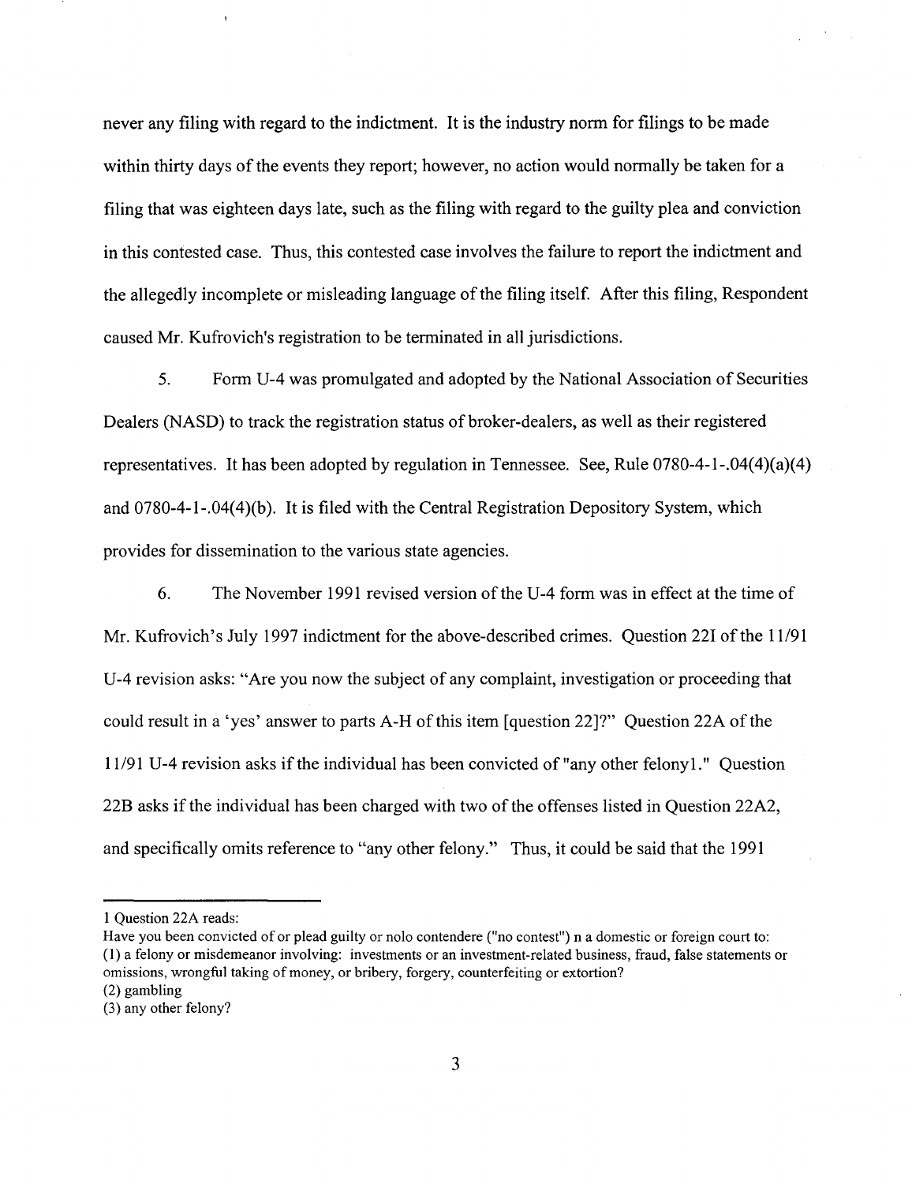never any filing with regard to the indictment. It is the industry norm for filings to be made within thirty days of the events they report; however, no action would normally be taken for a filing that was eighteen days late, such as the filing with regard to the guilty plea and conviction in this contested case. Thus, this contested case involves the failure to report the indictment and the allegedly incomplete or misleading language of the filing itself. After this filing, Respondent caused Mr. Kufrovich's registration to be terminated in all jurisdictions.

5. Form U-4 was promulgated and adopted by the National Association of Securities Dealers (NASD) to track the registration status of broker-dealers, as well as their registered representatives. It has been adopted by regulation in Tennessee. See, Rule 0780-4-1-.04(4)(a)(4) and 0780-4-1-.04(4)(b). It is filed with the Central Registration Depository System, which provides for dissemination to the various state agencies.

6. The November 1991 revised version of the U-4 form was in effect at the time of Mr. Kufrovich's July 1997 indictment for the above-described crimes. Question 22I of the 11/91 U-4 revision asks: "Are you now the subject of any complaint, investigation or proceeding that could result in a 'yes' answer to parts A-H of this item [question 22]?" Question 22A of the 11/91 U-4 revision asks if the individual has been convicted of "any other felony[1]." Question 22B asks if the individual has been charged with two of the offenses listed in Question 22A2, and specifically omits reference to "any other felony." Thus, it could be said that the 1991

---

[1] Question 22A reads:
Have you been convicted of or plead guilty or nolo contendere ("no contest") n a domestic or foreign court to:
(1) a felony or misdemeanor involving: investments or an investment-related business, fraud, false statements or omissions, wrongful taking of money, or bribery, forgery, counterfeiting or extortion?
(2) gambling
(3) any other felony?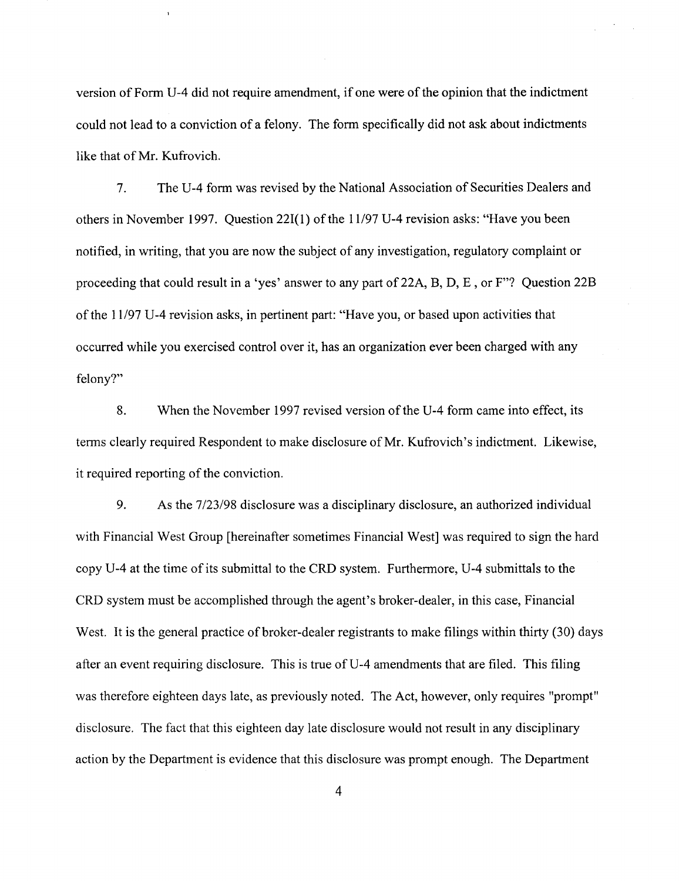version of Form U-4 did not require amendment, if one were of the opinion that the indictment could not lead to a conviction of a felony. The form specifically did not ask about indictments like that of Mr. Kufrovich.

7. The U-4 form was revised by the National Association of Securities Dealers and others in November 1997. Question 22I(1) of the 11/97 U-4 revision asks: "Have you been notified, in writing, that you are now the subject of any investigation, regulatory complaint or proceeding that could result in a 'yes' answer to any part of 22A, B, D, E , or F"? Question 22B of the 11/97 U-4 revision asks, in pertinent part: "Have you, or based upon activities that occurred while you exercised control over it, has an organization ever been charged with any felony?"

8. When the November 1997 revised version of the U-4 form came into effect, its terms clearly required Respondent to make disclosure of Mr. Kufrovich's indictment. Likewise, it required reporting of the conviction.

9. As the 7/23/98 disclosure was a disciplinary disclosure, an authorized individual with Financial West Group [hereinafter sometimes Financial West] was required to sign the hard copy U-4 at the time of its submittal to the CRD system. Furthermore, U-4 submittals to the CRD system must be accomplished through the agent's broker-dealer, in this case, Financial West. It is the general practice of broker-dealer registrants to make filings within thirty (30) days after an event requiring disclosure. This is true of U-4 amendments that are filed. This filing was therefore eighteen days late, as previously noted. The Act, however, only requires "prompt" disclosure. The fact that this eighteen day late disclosure would not result in any disciplinary action by the Department is evidence that this disclosure was prompt enough. The Department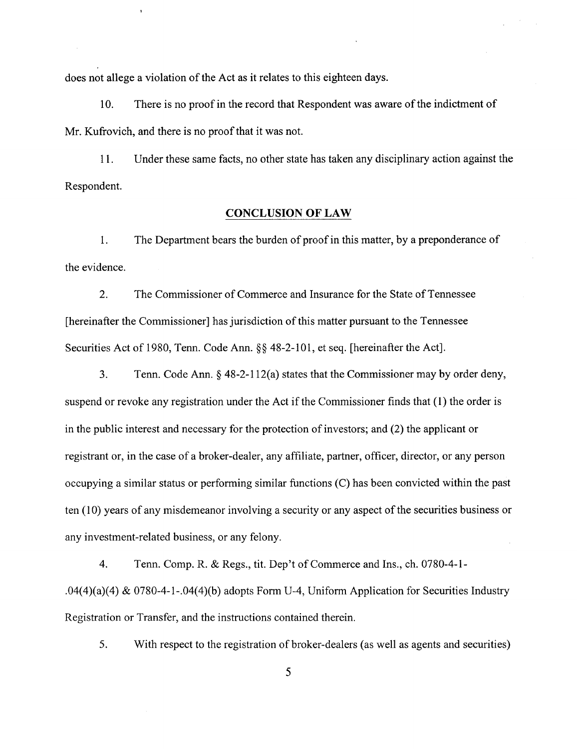does not allege a violation of the Act as it relates to this eighteen days.

10. There is no proof in the record that Respondent was aware of the indictment of Mr. Kufrovich, and there is no proof that it was not.

11. Under these same facts, no other state has taken any disciplinary action against the Respondent.

## CONCLUSION OF LAW

1. The Department bears the burden of proof in this matter, by a preponderance of the evidence.

2. The Commissioner of Commerce and Insurance for the State of Tennessee [hereinafter the Commissioner] has jurisdiction of this matter pursuant to the Tennessee Securities Act of 1980, Tenn. Code Ann. §§ 48-2-101, et seq. [hereinafter the Act].

3. Tenn. Code Ann. § 48-2-112(a) states that the Commissioner may by order deny, suspend or revoke any registration under the Act if the Commissioner finds that (1) the order is in the public interest and necessary for the protection of investors; and (2) the applicant or registrant or, in the case of a broker-dealer, any affiliate, partner, officer, director, or any person occupying a similar status or performing similar functions (C) has been convicted within the past ten (10) years of any misdemeanor involving a security or any aspect of the securities business or any investment-related business, or any felony.

4. Tenn. Comp. R. & Regs., tit. Dep't of Commerce and Ins., ch. 0780-4-1-.04(4)(a)(4) & 0780-4-1-.04(4)(b) adopts Form U-4, Uniform Application for Securities Industry Registration or Transfer, and the instructions contained therein.

5. With respect to the registration of broker-dealers (as well as agents and securities)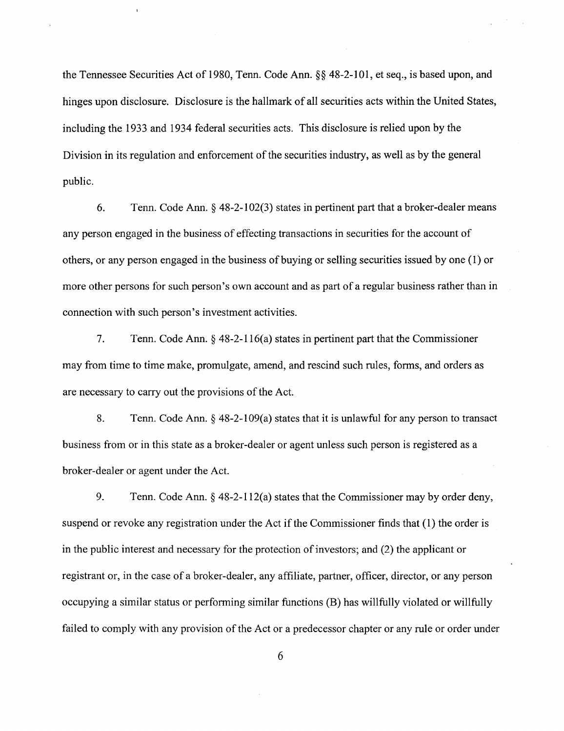the Tennessee Securities Act of 1980, Tenn. Code Ann. §§ 48-2-101, et seq., is based upon, and hinges upon disclosure. Disclosure is the hallmark of all securities acts within the United States, including the 1933 and 1934 federal securities acts. This disclosure is relied upon by the Division in its regulation and enforcement of the securities industry, as well as by the general public.

6. Tenn. Code Ann. § 48-2-102(3) states in pertinent part that a broker-dealer means any person engaged in the business of effecting transactions in securities for the account of others, or any person engaged in the business of buying or selling securities issued by one (1) or more other persons for such person's own account and as part of a regular business rather than in connection with such person's investment activities.

7. Tenn. Code Ann. § 48-2-116(a) states in pertinent part that the Commissioner may from time to time make, promulgate, amend, and rescind such rules, forms, and orders as are necessary to carry out the provisions of the Act.

8. Tenn. Code Ann. § 48-2-109(a) states that it is unlawful for any person to transact business from or in this state as a broker-dealer or agent unless such person is registered as a broker-dealer or agent under the Act.

9. Tenn. Code Ann. § 48-2-112(a) states that the Commissioner may by order deny, suspend or revoke any registration under the Act if the Commissioner finds that (1) the order is in the public interest and necessary for the protection of investors; and (2) the applicant or registrant or, in the case of a broker-dealer, any affiliate, partner, officer, director, or any person occupying a similar status or performing similar functions (B) has willfully violated or willfully failed to comply with any provision of the Act or a predecessor chapter or any rule or order under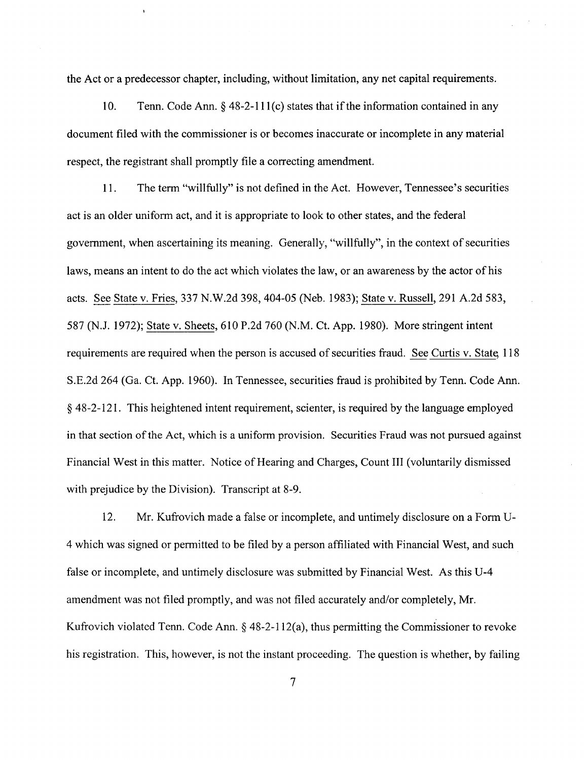the Act or a predecessor chapter, including, without limitation, any net capital requirements.

10. Tenn. Code Ann. § 48-2-111(c) states that if the information contained in any document filed with the commissioner is or becomes inaccurate or incomplete in any material respect, the registrant shall promptly file a correcting amendment.

11. The term "willfully" is not defined in the Act. However, Tennessee's securities act is an older uniform act, and it is appropriate to look to other states, and the federal government, when ascertaining its meaning. Generally, "willfully", in the context of securities laws, means an intent to do the act which violates the law, or an awareness by the actor of his acts. See State v. Fries, 337 N.W.2d 398, 404-05 (Neb. 1983); State v. Russell, 291 A.2d 583, 587 (N.J. 1972); State v. Sheets, 610 P.2d 760 (N.M. Ct. App. 1980). More stringent intent requirements are required when the person is accused of securities fraud. See Curtis v. State, 118 S.E.2d 264 (Ga. Ct. App. 1960). In Tennessee, securities fraud is prohibited by Tenn. Code Ann. § 48-2-121. This heightened intent requirement, scienter, is required by the language employed in that section of the Act, which is a uniform provision. Securities Fraud was not pursued against Financial West in this matter. Notice of Hearing and Charges, Count III (voluntarily dismissed with prejudice by the Division). Transcript at 8-9.

12. Mr. Kufrovich made a false or incomplete, and untimely disclosure on a Form U-4 which was signed or permitted to be filed by a person affiliated with Financial West, and such false or incomplete, and untimely disclosure was submitted by Financial West. As this U-4 amendment was not filed promptly, and was not filed accurately and/or completely, Mr. Kufrovich violated Tenn. Code Ann. § 48-2-112(a), thus permitting the Commissioner to revoke his registration. This, however, is not the instant proceeding. The question is whether, by failing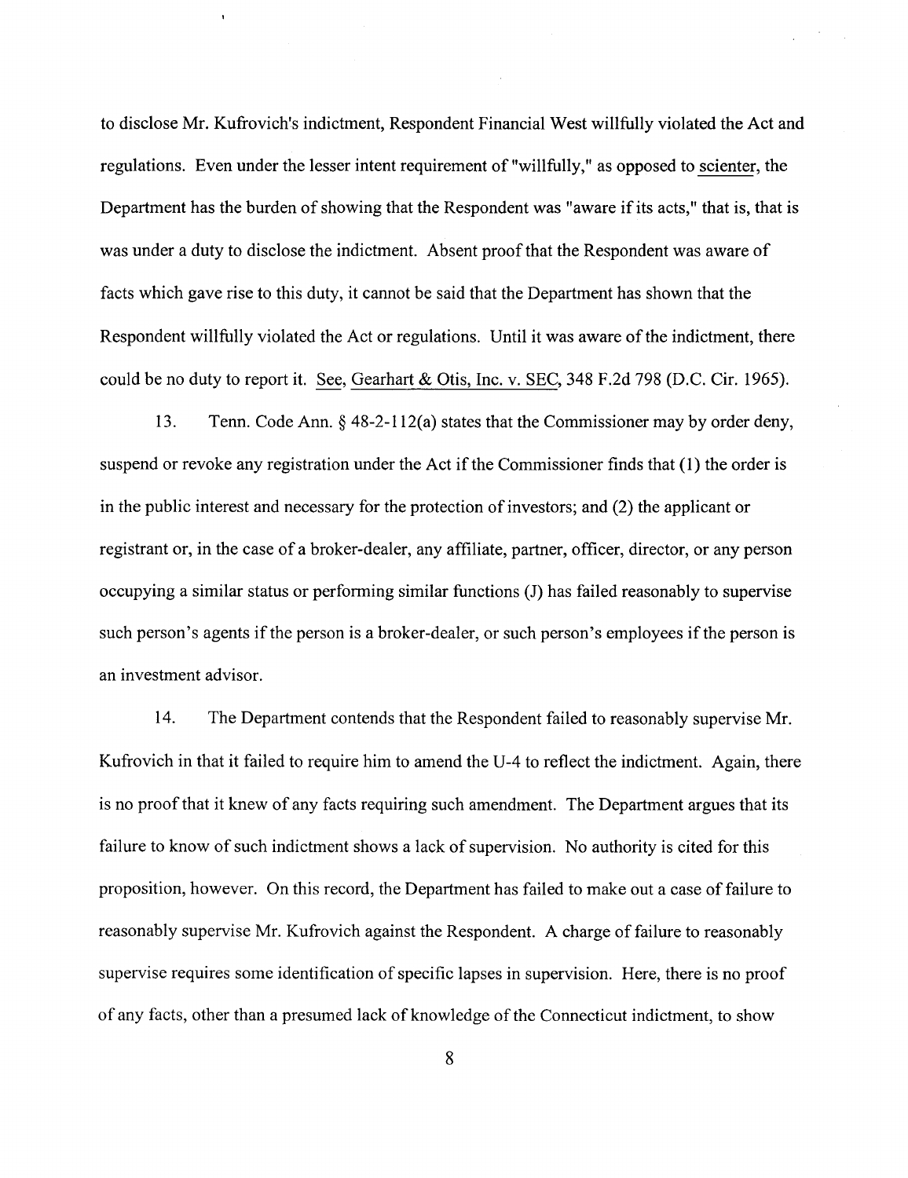to disclose Mr. Kufrovich's indictment, Respondent Financial West willfully violated the Act and regulations. Even under the lesser intent requirement of "willfully," as opposed to scienter, the Department has the burden of showing that the Respondent was "aware if its acts," that is, that is was under a duty to disclose the indictment. Absent proof that the Respondent was aware of facts which gave rise to this duty, it cannot be said that the Department has shown that the Respondent willfully violated the Act or regulations. Until it was aware of the indictment, there could be no duty to report it. See, Gearhart & Otis, Inc. v. SEC, 348 F.2d 798 (D.C. Cir. 1965).

13. Tenn. Code Ann. § 48-2-112(a) states that the Commissioner may by order deny, suspend or revoke any registration under the Act if the Commissioner finds that (1) the order is in the public interest and necessary for the protection of investors; and (2) the applicant or registrant or, in the case of a broker-dealer, any affiliate, partner, officer, director, or any person occupying a similar status or performing similar functions (J) has failed reasonably to supervise such person's agents if the person is a broker-dealer, or such person's employees if the person is an investment advisor.

14. The Department contends that the Respondent failed to reasonably supervise Mr. Kufrovich in that it failed to require him to amend the U-4 to reflect the indictment. Again, there is no proof that it knew of any facts requiring such amendment. The Department argues that its failure to know of such indictment shows a lack of supervision. No authority is cited for this proposition, however. On this record, the Department has failed to make out a case of failure to reasonably supervise Mr. Kufrovich against the Respondent. A charge of failure to reasonably supervise requires some identification of specific lapses in supervision. Here, there is no proof of any facts, other than a presumed lack of knowledge of the Connecticut indictment, to show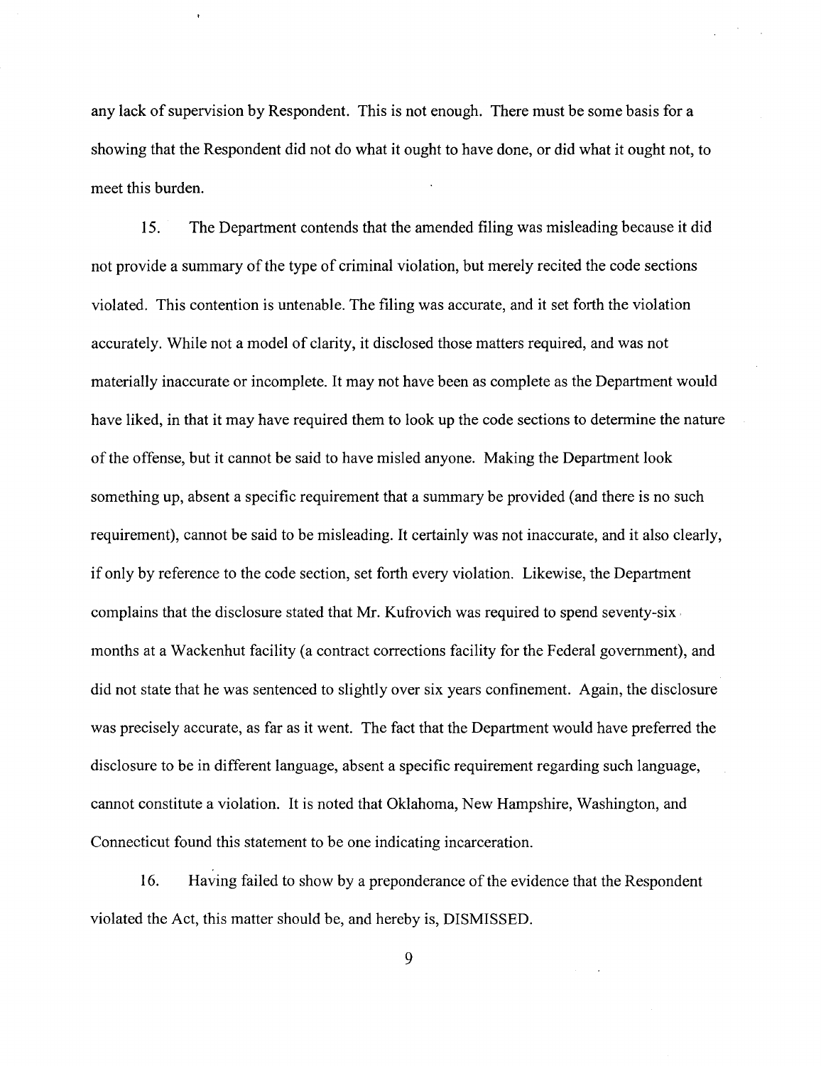any lack of supervision by Respondent. This is not enough. There must be some basis for a showing that the Respondent did not do what it ought to have done, or did what it ought not, to meet this burden.

15. The Department contends that the amended filing was misleading because it did not provide a summary of the type of criminal violation, but merely recited the code sections violated. This contention is untenable. The filing was accurate, and it set forth the violation accurately. While not a model of clarity, it disclosed those matters required, and was not materially inaccurate or incomplete. It may not have been as complete as the Department would have liked, in that it may have required them to look up the code sections to determine the nature of the offense, but it cannot be said to have misled anyone. Making the Department look something up, absent a specific requirement that a summary be provided (and there is no such requirement), cannot be said to be misleading. It certainly was not inaccurate, and it also clearly, if only by reference to the code section, set forth every violation. Likewise, the Department complains that the disclosure stated that Mr. Kufrovich was required to spend seventy-six months at a Wackenhut facility (a contract corrections facility for the Federal government), and did not state that he was sentenced to slightly over six years confinement. Again, the disclosure was precisely accurate, as far as it went. The fact that the Department would have preferred the disclosure to be in different language, absent a specific requirement regarding such language, cannot constitute a violation. It is noted that Oklahoma, New Hampshire, Washington, and Connecticut found this statement to be one indicating incarceration.

16. Having failed to show by a preponderance of the evidence that the Respondent violated the Act, this matter should be, and hereby is, DISMISSED.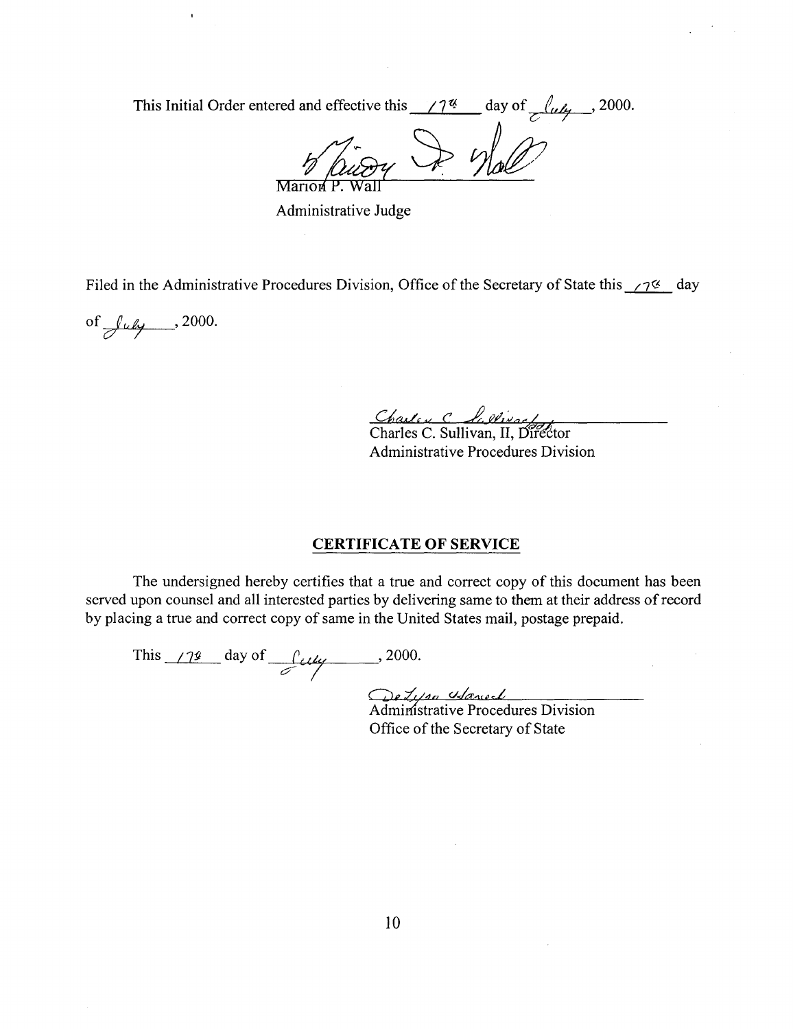This Initial Order entered and effective this 17th day of July, 2000.

Marion P. Wall

Administrative Judge

Filed in the Administrative Procedures Division, Office of the Secretary of State this 17th day of July, 2000.

Charles C. Sullivan, II, Director

Administrative Procedures Division

**CERTIFICATE OF SERVICE**

The undersigned hereby certifies that a true and correct copy of this document has been served upon counsel and all interested parties by delivering same to them at their address of record by placing a true and correct copy of same in the United States mail, postage prepaid.

This 17th day of July, 2000.

Administrative Procedures Division

Office of the Secretary of State